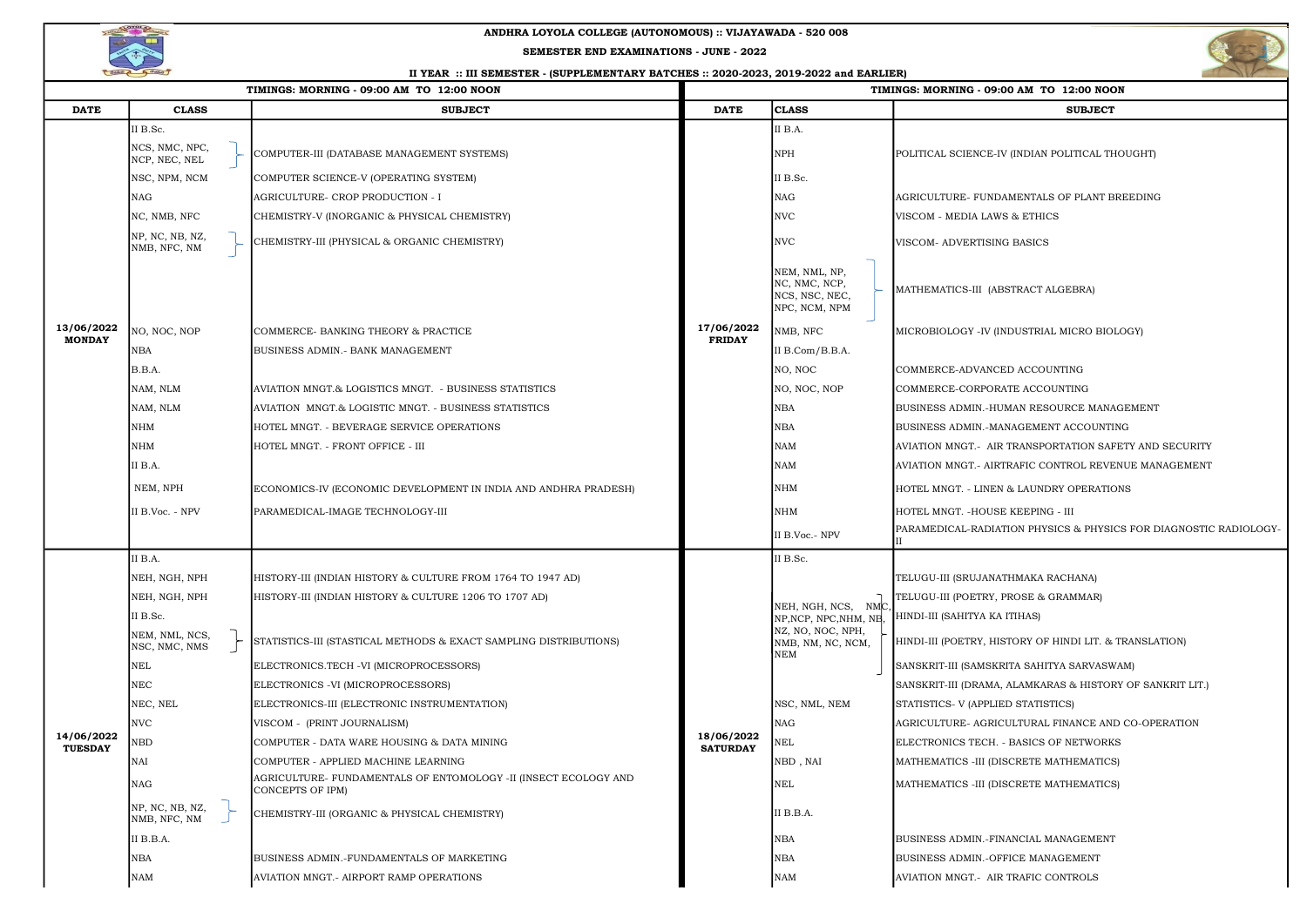# ANDHRA LOYOLA COLLEGE (AUTONOMOUS) :: VIJAYAWADA - 520 008

## SEMESTER END EXAMINATIONS - JUNE - 2022

### II YEAR :: III SEMESTER - (SUPPLEMENTARY BATCHES :: 2020-2023, 2019-2022 and EARLIER)

**TIMINGS: MORNING - 09:00 AM TO 12:00 NOON**

| DATE | CLASS | SUBJECT |
|---|---|---|
| 13/06/2022 MONDAY | II B.Sc. | |
| | NCS, NMC, NPC, NCP, NEC, NEL | COMPUTER-III (DATABASE MANAGEMENT SYSTEMS) |
| | NSC, NPM, NCM | COMPUTER SCIENCE-V (OPERATING SYSTEM) |
| | NAG | AGRICULTURE- CROP PRODUCTION - I |
| | NC, NMB, NFC | CHEMISTRY-V (INORGANIC & PHYSICAL CHEMISTRY) |
| | NP, NC, NB, NZ, NMB, NFC, NM | CHEMISTRY-III (PHYSICAL & ORGANIC CHEMISTRY) |
| | NO, NOC, NOP | COMMERCE- BANKING THEORY & PRACTICE |
| | NBA | BUSINESS ADMIN.- BANK MANAGEMENT |
| | B.B.A. | |
| | NAM, NLM | AVIATION MNGT.& LOGISTICS MNGT. - BUSINESS STATISTICS |
| | NAM, NLM | AVIATION MNGT.& LOGISTIC MNGT. - BUSINESS STATISTICS |
| | NHM | HOTEL MNGT. - BEVERAGE SERVICE OPERATIONS |
| | NHM | HOTEL MNGT. - FRONT OFFICE - III |
| | II B.A. | |
| | NEM, NPH | ECONOMICS-IV (ECONOMIC DEVELOPMENT IN INDIA AND ANDHRA PRADESH) |
| | II B.Voc. - NPV | PARAMEDICAL-IMAGE TECHNOLOGY-III |
| 14/06/2022 TUESDAY | II B.A. | |
| | NEH, NGH, NPH | HISTORY-III (INDIAN HISTORY & CULTURE FROM 1764 TO 1947 AD) |
| | NEH, NGH, NPH | HISTORY-III (INDIAN HISTORY & CULTURE 1206 TO 1707 AD) |
| | II B.Sc. | |
| | NEM, NML, NCS, NSC, NMC, NMS | STATISTICS-III (STASTICAL METHODS & EXACT SAMPLING DISTRIBUTIONS) |
| | NEL | ELECTRONICS.TECH -VI (MICROPROCESSORS) |
| | NEC | ELECTRONICS -VI (MICROPROCESSORS) |
| | NEC, NEL | ELECTRONICS-III (ELECTRONIC INSTRUMENTATION) |
| | NVC | VISCOM - (PRINT JOURNALISM) |
| | NBD | COMPUTER - DATA WARE HOUSING & DATA MINING |
| | NAI | COMPUTER - APPLIED MACHINE LEARNING |
| | NAG | AGRICULTURE- FUNDAMENTALS OF ENTOMOLOGY -II (INSECT ECOLOGY AND CONCEPTS OF IPM) |
| | NP, NC, NB, NZ, NMB, NFC, NM | CHEMISTRY-III (ORGANIC & PHYSICAL CHEMISTRY) |
| | II B.B.A. | |
| | NBA | BUSINESS ADMIN.-FUNDAMENTALS OF MARKETING |
| | NAM | AVIATION MNGT.- AIRPORT RAMP OPERATIONS |

**TIMINGS: MORNING - 09:00 AM TO 12:00 NOON**

| DATE | CLASS | SUBJECT |
|---|---|---|
| 17/06/2022 FRIDAY | II B.A. | |
| | NPH | POLITICAL SCIENCE-IV (INDIAN POLITICAL THOUGHT) |
| | II B.Sc. | |
| | NAG | AGRICULTURE- FUNDAMENTALS OF PLANT BREEDING |
| | NVC | VISCOM - MEDIA LAWS & ETHICS |
| | NVC | VISCOM- ADVERTISING BASICS |
| | NEM, NML, NP, NC, NMC, NCP, NCS, NSC, NEC, NPC, NCM, NPM | MATHEMATICS-III (ABSTRACT ALGEBRA) |
| | NMB, NFC | MICROBIOLOGY -IV (INDUSTRIAL MICRO BIOLOGY) |
| | II B.Com/B.B.A. | |
| | NO, NOC | COMMERCE-ADVANCED ACCOUNTING |
| | NO, NOC, NOP | COMMERCE-CORPORATE ACCOUNTING |
| | NBA | BUSINESS ADMIN.-HUMAN RESOURCE MANAGEMENT |
| | NBA | BUSINESS ADMIN.-MANAGEMENT ACCOUNTING |
| | NAM | AVIATION MNGT.- AIR TRANSPORTATION SAFETY AND SECURITY |
| | NAM | AVIATION MNGT.- AIRTRAFIC CONTROL REVENUE MANAGEMENT |
| | NHM | HOTEL MNGT. - LINEN & LAUNDRY OPERATIONS |
| | NHM | HOTEL MNGT. -HOUSE KEEPING - III |
| | II B.Voc.- NPV | PARAMEDICAL-RADIATION PHYSICS & PHYSICS FOR DIAGNOSTIC RADIOLOGY-II |
| 18/06/2022 SATURDAY | II B.Sc. | |
| | NEH, NGH, NCS, NMC, NP, NCP, NPC, NHM, NB, NZ, NO, NOC, NPH, NMB, NM, NC, NCM, NEM | TELUGU-III (SRUJANATHMAKA RACHANA) |
| | | TELUGU-III (POETRY, PROSE & GRAMMAR) |
| | | HINDI-III (SAHITYA KA ITIHAS) |
| | | HINDI-III (POETRY, HISTORY OF HINDI LIT. & TRANSLATION) |
| | | SANSKRIT-III (SAMSKRITA SAHITYA SARVASWAM) |
| | | SANSKRIT-III (DRAMA, ALAMKARAS & HISTORY OF SANKRIT LIT.) |
| | NSC, NML, NEM | STATISTICS- V (APPLIED STATISTICS) |
| | NAG | AGRICULTURE- AGRICULTURAL FINANCE AND CO-OPERATION |
| | NEL | ELECTRONICS TECH. - BASICS OF NETWORKS |
| | NBD , NAI | MATHEMATICS -III (DISCRETE MATHEMATICS) |
| | NEL | MATHEMATICS -III (DISCRETE MATHEMATICS) |
| | II B.B.A. | |
| | NBA | BUSINESS ADMIN.-FINANCIAL MANAGEMENT |
| | NBA | BUSINESS ADMIN.-OFFICE MANAGEMENT |
| | NAM | AVIATION MNGT.- AIR TRAFIC CONTROLS |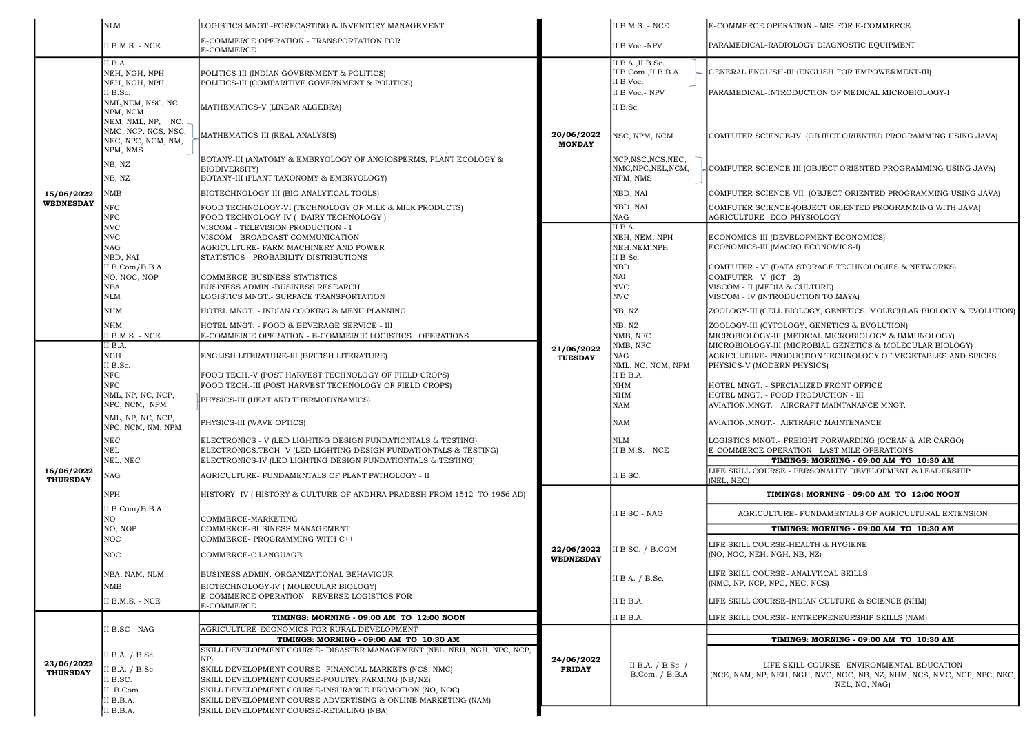| Date | Class / Group | Subject |
|---|---|---|
| | NLM | LOGISTICS MNGT.-FORECASTING & INVENTORY MANAGEMENT |
| | II B.M.S. - NCE | E-COMMERCE OPERATION - TRANSPORTATION FOR E-COMMERCE |
| **15/06/2022 WEDNESDAY** | II B.A. | |
| | NEH, NGH, NPH | POLITICS-III (INDIAN GOVERNMENT & POLITICS) |
| | NEH, NGH, NPH | POLITICS-III (COMPARITIVE GOVERNMENT & POLITICS) |
| | II B.Sc. | |
| | NML,NEM, NSC, NC, NPM, NCM | MATHEMATICS-V (LINEAR ALGEBRA) |
| | NEM, NML, NP, NC, NMC, NCP, NCS, NSC, NEC, NPC, NCM, NM, NPM, NMS | MATHEMATICS-III (REAL ANALYSIS) |
| | NB, NZ | BOTANY-III (ANATOMY & EMBRYOLOGY OF ANGIOSPERMS, PLANT ECOLOGY & BIODIVERSITY) |
| | NB, NZ | BOTANY-III (PLANT TAXONOMY & EMBRYOLOGY) |
| | NMB | BIOTECHNOLOGY-III (BIO ANALYTICAL TOOLS) |
| | NFC | FOOD TECHNOLOGY-VI (TECHNOLOGY OF MILK & MILK PRODUCTS) |
| | NFC | FOOD TECHNOLOGY-IV ( DAIRY TECHNOLOGY ) |
| | NVC | VISCOM - TELEVISION PRODUCTION - I |
| | NVC | VISCOM - BROADCAST COMMUNICATION |
| | NAG | AGRICULTURE- FARM MACHINERY AND POWER |
| | NBD, NAI | STATISTICS - PROBABILITY DISTRIBUTIONS |
| | II B.Com/B.B.A. | |
| | NO, NOC, NOP | COMMERCE-BUSINESS STATISTICS |
| | NBA | BUSINESS ADMIN.-BUSINESS RESEARCH |
| | NLM | LOGISTICS MNGT.- SURFACE TRANSPORTATION |
| | NHM | HOTEL MNGT. - INDIAN COOKING & MENU PLANNING |
| | NHM | HOTEL MNGT. - FOOD & BEVERAGE SERVICE - III |
| | II B.M.S. - NCE | E-COMMERCE OPERATION - E-COMMERCE LOGISTICS OPERATIONS |
| **16/06/2022 THURSDAY** | II B.A. | |
| | NGH | ENGLISH LITERATURE-III (BRITISH LITERATURE) |
| | II B.Sc. | |
| | NFC | FOOD TECH.-V (POST HARVEST TECHNOLOGY OF FIELD CROPS) |
| | NFC | FOOD TECH.-III (POST HARVEST TECHNOLOGY OF FIELD CROPS) |
| | NML, NP, NC, NCP, NPC, NCM, NPM | PHYSICS-III (HEAT AND THERMODYNAMICS) |
| | NML, NP, NC, NCP, NPC, NCM, NM, NPM | PHYSICS-III (WAVE OPTICS) |
| | NEC | ELECTRONICS - V (LED LIGHTING DESIGN FUNDATIONTALS & TESTING) |
| | NEL | ELECTRONICS.TECH- V (LED LIGHTING DESIGN FUNDATIONTALS & TESTING) |
| | NEL, NEC | ELECTRONICS-IV (LED LIGHTING DESIGN FUNDATIONTALS & TESTING) |
| | NAG | AGRICULTURE- FUNDAMENTALS OF PLANT PATHOLOGY - II |
| | NPH | HISTORY -IV ( HISTORY & CULTURE OF ANDHRA PRADESH FROM 1512 TO 1956 AD) |
| | II B.Com/B.B.A. | |
| | NO | COMMERCE-MARKETING |
| | NO, NOP | COMMERCE-BUSINESS MANAGEMENT |
| | NOC | COMMERCE- PROGRAMMING WITH C++ |
| | NOC | COMMERCE-C LANGUAGE |
| | NBA, NAM, NLM | BUSINESS ADMIN.-ORGANIZATIONAL BEHAVIOUR |
| | NMB | BIOTECHNOLOGY-IV ( MOLECULAR BIOLOGY) |
| | II B.M.S. - NCE | E-COMMERCE OPERATION - REVERSE LOGISTICS FOR E-COMMERCE |
| **23/06/2022 THURSDAY** | | **TIMINGS: MORNING - 09:00 AM TO 12:00 NOON** |
| | II B.SC - NAG | AGRICULTURE-ECONOMICS FOR RURAL DEVELOPMENT |
| | | **TIMINGS: MORNING - 09:00 AM TO 10:30 AM** |
| | II B.A. / B.Sc. | SKILL DEVELOPMENT COURSE- DISASTER MANAGEMENT (NEL, NEH, NGH, NPC, NP) |
| | II B.A. / B.Sc. | SKILL DEVELOPMENT COURSE- FINANCIAL MARKETS (NCS, NMC) |
| | II B.SC. | SKILL DEVELOPMENT COURSE-POULTRY FARMING (NB/NZ) |
| | II B.Com. | SKILL DEVELOPMENT COURSE-INSURANCE PROMOTION (NO, NOC) |
| | II B.B.A. | SKILL DEVELOPMENT COURSE-ADVERTISING & ONLINE MARKETING (NAM) |
| | II B.B.A. | SKILL DEVELOPMENT COURSE-RETAILING (NBA) |
| | II B.M.S. - NCE | E-COMMERCE OPERATION - MIS FOR E-COMMERCE |
| | II B.Voc.-NPV | PARAMEDICAL-RADIOLOGY DIAGNOSTIC EQUIPMENT |
| **20/06/2022 MONDAY** | II B.A.,II B.Sc. II B.Com.,II B.B.A. II B.Voc. | GENERAL ENGLISH-III (ENGLISH FOR EMPOWERMENT-III) |
| | II B.Voc.- NPV | PARAMEDICAL-INTRODUCTION OF MEDICAL MICROBIOLOGY-I |
| | II B.Sc. | |
| | NSC, NPM, NCM | COMPUTER SCIENCE-IV (OBJECT ORIENTED PROGRAMMING USING JAVA) |
| | NCP,NSC,NCS,NEC, NMC,NPC,NEL,NCM, NPM, NMS | COMPUTER SCIENCE-III (OBJECT ORIENTED PROGRAMMING USING JAVA) |
| | NBD, NAI | COMPUTER SCIENCE-VII (OBJECT ORIENTED PROGRAMMING USING JAVA) |
| | NBD, NAI | COMPUTER SCIENCE-(OBJECT ORIENTED PROGRAMMING WITH JAVA) |
| | NAG | AGRICULTURE- ECO-PHYSIOLOGY |
| **21/06/2022 TUESDAY** | II B.A. | |
| | NEH, NEM, NPH | ECONOMICS-III (DEVELOPMENT ECONOMICS) |
| | NEH,NEM,NPH | ECONOMICS-III (MACRO ECONOMICS-I) |
| | II B.Sc. | |
| | NBD | COMPUTER - VI (DATA STORAGE TECHNOLOGIES & NETWORKS) |
| | NAI | COMPUTER - V (ICT - 2) |
| | NVC | VISCOM - II (MEDIA & CULTURE) |
| | NVC | VISCOM - IV (INTRODUCTION TO MAYA) |
| | NB, NZ | ZOOLOGY-III (CELL BIOLOGY, GENETICS, MOLECULAR BIOLOGY & EVOLUTION) |
| | NB, NZ | ZOOLOGY-III (CYTOLOGY, GENETICS & EVOLUTION) |
| | NMB, NFC | MICROBIOLOGY-III (MEDICAL MICROBIOLOGY & IMMUNOLOGY) |
| | NMB, NFC | MICROBIOLOGY-III (MICROBIAL GENETICS & MOLECULAR BIOLOGY) |
| | NAG | AGRICULTURE- PRODUCTION TECHNOLOGY OF VEGETABLES AND SPICES |
| | NML, NC, NCM, NPM | PHYSICS-V (MODERN PHYSICS) |
| | II B.B.A. | |
| | NHM | HOTEL MNGT. - SPECIALIZED FRONT OFFICE |
| | NHM | HOTEL MNGT. - FOOD PRODUCTION - III |
| | NAM | AVIATION.MNGT.- AIRCRAFT MAINTANANCE MNGT. |
| | NAM | AVIATION.MNGT.- AIRTRAFIC MAINTENANCE |
| | NLM | LOGISTICS MNGT.- FREIGHT FORWARDING (OCEAN & AIR CARGO) |
| | II B.M.S. - NCE | E-COMMERCE OPERATION - LAST MILE OPERATIONS |
| | | **TIMINGS: MORNING - 09:00 AM TO 10:30 AM** |
| | II B.SC. | LIFE SKILL COURSE - PERSONALITY DEVELOPMENT & LEADERSHIP (NEL, NEC) |
| **22/06/2022 WEDNESDAY** | | **TIMINGS: MORNING - 09:00 AM TO 12:00 NOON** |
| | II B.SC - NAG | AGRICULTURE- FUNDAMENTALS OF AGRICULTURAL EXTENSION |
| | | **TIMINGS: MORNING - 09:00 AM TO 10:30 AM** |
| | II B.SC. / B.COM | LIFE SKILL COURSE-HEALTH & HYGIENE (NO, NOC, NEH, NGH, NB, NZ) |
| | II B.A. / B.Sc. | LIFE SKILL COURSE- ANALYTICAL SKILLS (NMC, NP, NCP, NPC, NEC, NCS) |
| | II B.B.A. | LIFE SKILL COURSE-INDIAN CULTURE & SCIENCE (NHM) |
| | II B.B.A. | LIFE SKILL COURSE- ENTREPRENEURSHIP SKILLS (NAM) |
| **24/06/2022 FRIDAY** | | **TIMINGS: MORNING - 09:00 AM TO 10:30 AM** |
| | II B.A. / B.Sc. / B.Com. / B.B.A | LIFE SKILL COURSE- ENVIRONMENTAL EDUCATION (NCE, NAM, NP, NEH, NGH, NVC, NOC, NB, NZ, NHM, NCS, NMC, NCP, NPC, NEC, NEL, NO, NAG) |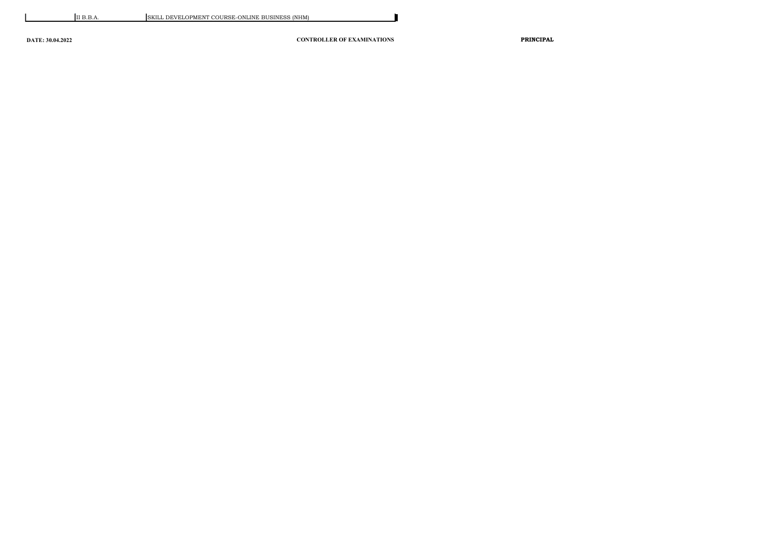| | II B.B.A. | SKILL DEVELOPMENT COURSE-ONLINE BUSINESS (NHM) |
|---|---|---|

**DATE: 30.04.2022** **CONTROLLER OF EXAMINATIONS** **PRINCIPAL**